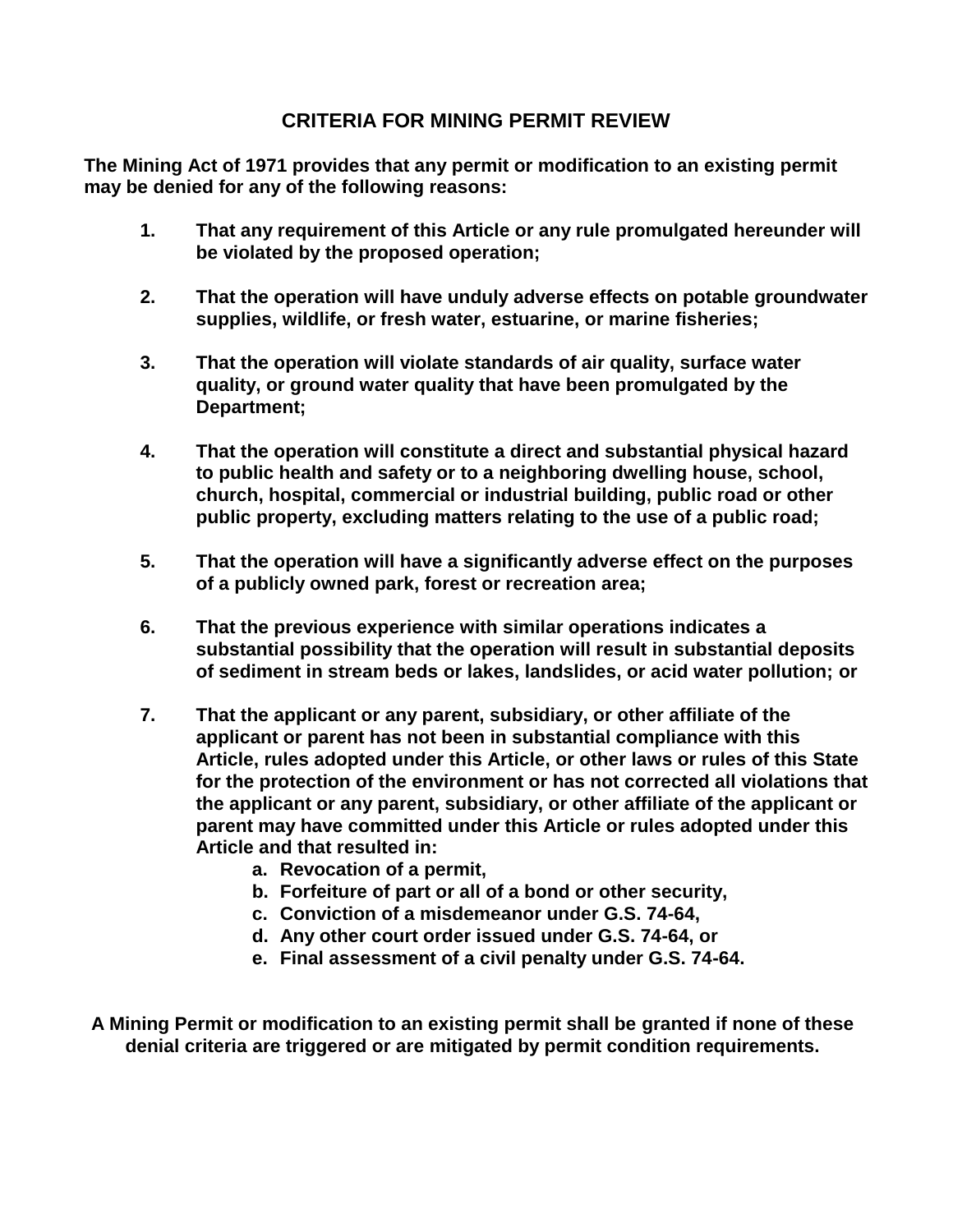# CRITERIA FOR MINING PERMIT REVIEW

**The Mining Act of 1971 provides that any permit or modification to an existing permit may be denied for any of the following reasons:**

1. **That any requirement of this Article or any rule promulgated hereunder will be violated by the proposed operation;**

2. **That the operation will have unduly adverse effects on potable groundwater supplies, wildlife, or fresh water, estuarine, or marine fisheries;**

3. **That the operation will violate standards of air quality, surface water quality, or ground water quality that have been promulgated by the Department;**

4. **That the operation will constitute a direct and substantial physical hazard to public health and safety or to a neighboring dwelling house, school, church, hospital, commercial or industrial building, public road or other public property, excluding matters relating to the use of a public road;**

5. **That the operation will have a significantly adverse effect on the purposes of a publicly owned park, forest or recreation area;**

6. **That the previous experience with similar operations indicates a substantial possibility that the operation will result in substantial deposits of sediment in stream beds or lakes, landslides, or acid water pollution; or**

7. **That the applicant or any parent, subsidiary, or other affiliate of the applicant or parent has not been in substantial compliance with this Article, rules adopted under this Article, or other laws or rules of this State for the protection of the environment or has not corrected all violations that the applicant or any parent, subsidiary, or other affiliate of the applicant or parent may have committed under this Article or rules adopted under this Article and that resulted in:**
   a. **Revocation of a permit,**
   b. **Forfeiture of part or all of a bond or other security,**
   c. **Conviction of a misdemeanor under G.S. 74-64,**
   d. **Any other court order issued under G.S. 74-64, or**
   e. **Final assessment of a civil penalty under G.S. 74-64.**

**A Mining Permit or modification to an existing permit shall be granted if none of these denial criteria are triggered or are mitigated by permit condition requirements.**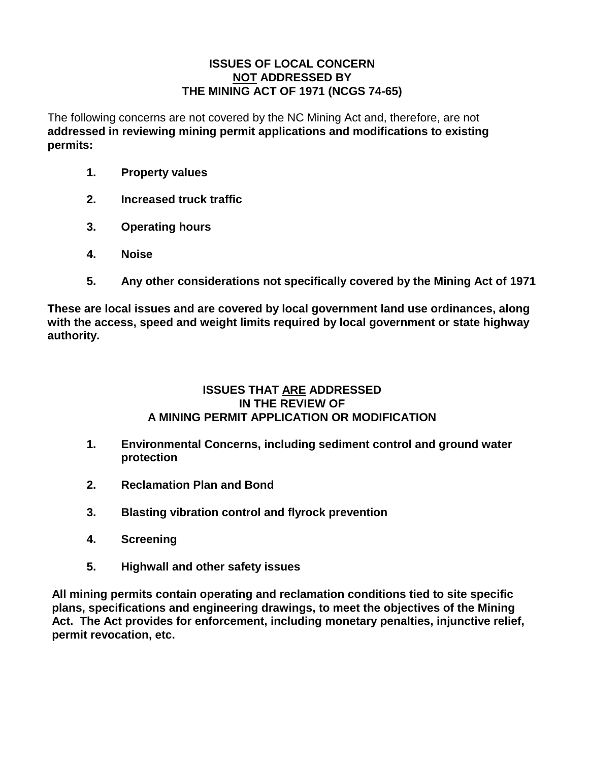## ISSUES OF LOCAL CONCERN
## NOT ADDRESSED BY
## THE MINING ACT OF 1971 (NCGS 74-65)

The following concerns are not covered by the NC Mining Act and, therefore, are not **addressed in reviewing mining permit applications and modifications to existing permits:**

1. **Property values**
2. **Increased truck traffic**
3. **Operating hours**
4. **Noise**
5. **Any other considerations not specifically covered by the Mining Act of 1971**

**These are local issues and are covered by local government land use ordinances, along with the access, speed and weight limits required by local government or state highway authority.**

## ISSUES THAT ARE ADDRESSED
## IN THE REVIEW OF
## A MINING PERMIT APPLICATION OR MODIFICATION

1. **Environmental Concerns, including sediment control and ground water protection**
2. **Reclamation Plan and Bond**
3. **Blasting vibration control and flyrock prevention**
4. **Screening**
5. **Highwall and other safety issues**

**All mining permits contain operating and reclamation conditions tied to site specific plans, specifications and engineering drawings, to meet the objectives of the Mining Act. The Act provides for enforcement, including monetary penalties, injunctive relief, permit revocation, etc.**